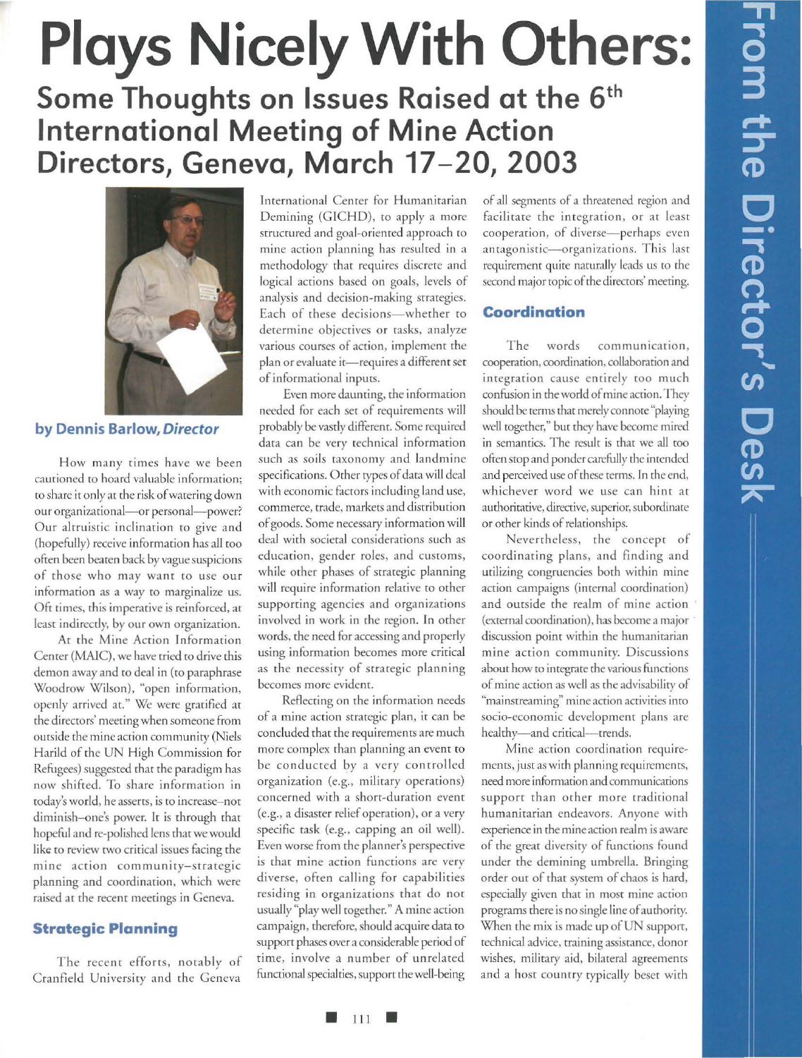# Plays Nicely With Others:

## Some Thoughts on Issues Raised at the 6th International Meeting of Mine Action Directors, Geneva, March 17–20, 2003

**by Dennis Barlow, *Director***

How many times have we been cautioned to hoard valuable information; to share it only at the risk of watering down our organizational—or personal—power? Our altruistic inclination to give and (hopefully) receive information has all too often been beaten back by vague suspicions of those who may want to use our information as a way to marginalize us. Oft times, this imperative is reinforced, at least indirectly, by our own organization.

At the Mine Action Information Center (MAIC), we have tried to drive this demon away and to deal in (to paraphrase Woodrow Wilson), "open information, openly arrived at." We were gratified at the directors' meeting when someone from outside the mine action community (Niels Harild of the UN High Commission for Refugees) suggested that the paradigm has now shifted. To share information in today's world, he asserts, is to increase–not diminish–one's power. It is through that hopeful and re-polished lens that we would like to review two critical issues facing the mine action community–strategic planning and coordination, which were raised at the recent meetings in Geneva.

### Strategic Planning

The recent efforts, notably of Cranfield University and the Geneva International Center for Humanitarian Demining (GICHD), to apply a more structured and goal-oriented approach to mine action planning has resulted in a methodology that requires discrete and logical actions based on goals, levels of analysis and decision-making strategies. Each of these decisions—whether to determine objectives or tasks, analyze various courses of action, implement the plan or evaluate it—requires a different set of informational inputs.

Even more daunting, the information needed for each set of requirements will probably be vastly different. Some required data can be very technical information such as soils taxonomy and landmine specifications. Other types of data will deal with economic factors including land use, commerce, trade, markets and distribution of goods. Some necessary information will deal with societal considerations such as education, gender roles, and customs, while other phases of strategic planning will require information relative to other supporting agencies and organizations involved in work in the region. In other words, the need for accessing and properly using information becomes more critical as the necessity of strategic planning becomes more evident.

Reflecting on the information needs of a mine action strategic plan, it can be concluded that the requirements are much more complex than planning an event to be conducted by a very controlled organization (e.g., military operations) concerned with a short-duration event (e.g., a disaster relief operation), or a very specific task (e.g., capping an oil well). Even worse from the planner's perspective is that mine action functions are very diverse, often calling for capabilities residing in organizations that do not usually "play well together." A mine action campaign, therefore, should acquire data to support phases over a considerable period of time, involve a number of unrelated functional specialties, support the well-being of all segments of a threatened region and facilitate the integration, or at least cooperation, of diverse—perhaps even antagonistic—organizations. This last requirement quite naturally leads us to the second major topic of the directors' meeting.

### Coordination

The words communication, cooperation, coordination, collaboration and integration cause entirely too much confusion in the world of mine action. They should be terms that merely connote "playing well together," but they have become mired in semantics. The result is that we all too often stop and ponder carefully the intended and perceived use of these terms. In the end, whichever word we use can hint at authoritative, directive, superior, subordinate or other kinds of relationships.

Nevertheless, the concept of coordinating plans, and finding and utilizing congruencies both within mine action campaigns (internal coordination) and outside the realm of mine action (external coordination), has become a major discussion point within the humanitarian mine action community. Discussions about how to integrate the various functions of mine action as well as the advisability of "mainstreaming" mine action activities into socio-economic development plans are healthy—and critical—trends.

Mine action coordination requirements, just as with planning requirements, need more information and communications support than other more traditional humanitarian endeavors. Anyone with experience in the mine action realm is aware of the great diversity of functions found under the demining umbrella. Bringing order out of that system of chaos is hard, especially given that in most mine action programs there is no single line of authority. When the mix is made up of UN support, technical advice, training assistance, donor wishes, military aid, bilateral agreements and a host country typically beset with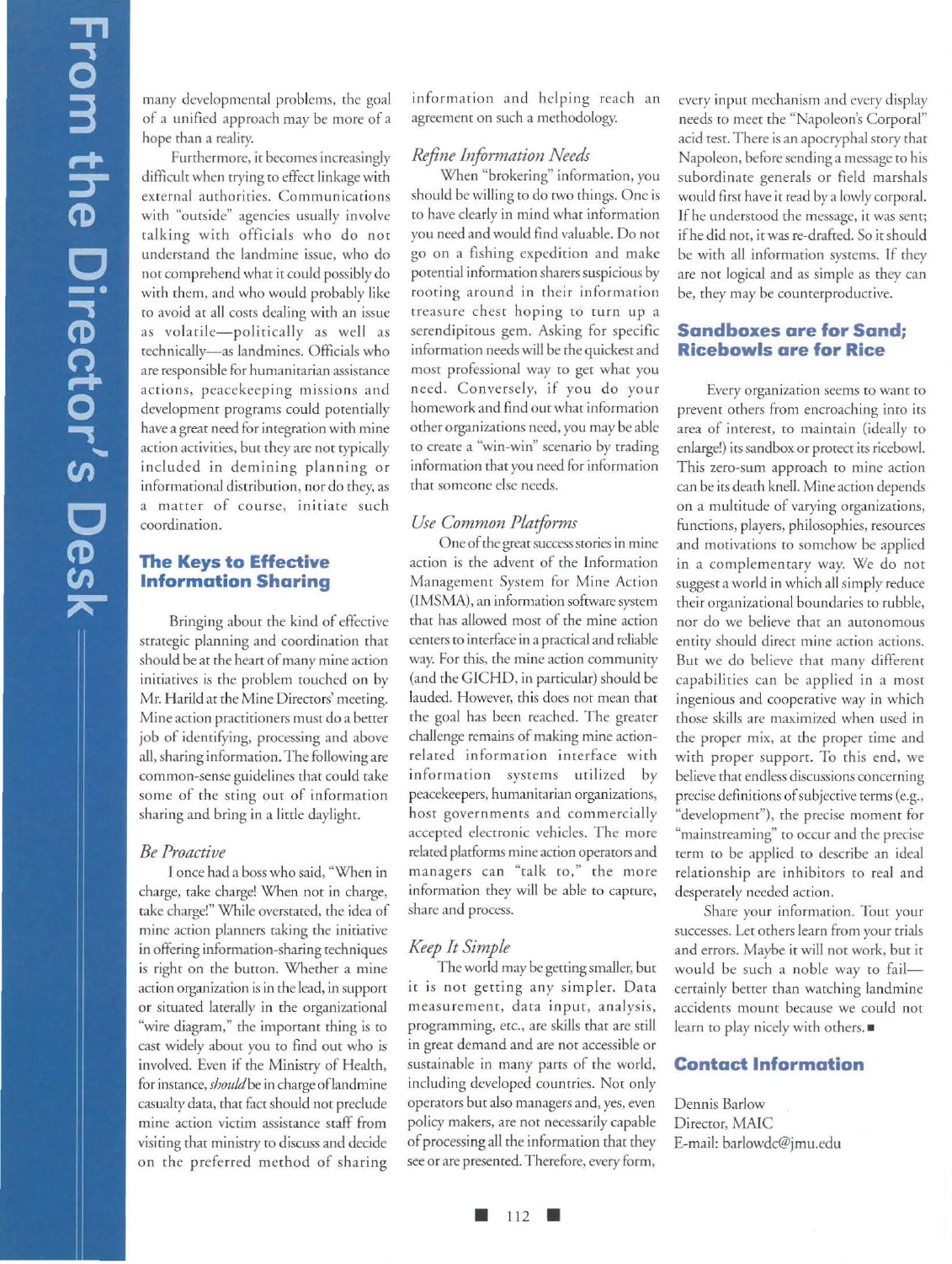many developmental problems, the goal of a unified approach may be more of a hope than a reality.

Furthermore, it becomes increasingly difficult when trying to effect linkage with external authorities. Communications with "outside" agencies usually involve talking with officials who do not understand the landmine issue, who do not comprehend what it could possibly do with them, and who would probably like to avoid at all costs dealing with an issue as volatile—politically as well as technically—as landmines. Officials who are responsible for humanitarian assistance actions, peacekeeping missions and development programs could potentially have a great need for integration with mine action activities, but they are not typically included in demining planning or informational distribution, nor do they, as a matter of course, initiate such coordination.

## The Keys to Effective Information Sharing

Bringing about the kind of effective strategic planning and coordination that should be at the heart of many mine action initiatives is the problem touched on by Mr. Harild at the Mine Directors' meeting. Mine action practitioners must do a better job of identifying, processing and above all, sharing information. The following are common-sense guidelines that could take some of the sting out of information sharing and bring in a little daylight.

### *Be Proactive*

I once had a boss who said, "When in charge, take charge! When not in charge, take charge!" While overstated, the idea of mine action planners taking the initiative in offering information-sharing techniques is right on the button. Whether a mine action organization is in the lead, in support or situated laterally in the organizational "wire diagram," the important thing is to cast widely about you to find out who is involved. Even if the Ministry of Health, for instance, *should* be in charge of landmine casualty data, that fact should not preclude mine action victim assistance staff from visiting that ministry to discuss and decide on the preferred method of sharing information and helping reach an agreement on such a methodology.

### *Refine Information Needs*

When "brokering" information, you should be willing to do two things. One is to have clearly in mind what information you need and would find valuable. Do not go on a fishing expedition and make potential information sharers suspicious by rooting around in their information treasure chest hoping to turn up a serendipitous gem. Asking for specific information needs will be the quickest and most professional way to get what you need. Conversely, if you do your homework and find out what information other organizations need, you may be able to create a "win-win" scenario by trading information that you need for information that someone else needs.

### *Use Common Platforms*

One of the great success stories in mine action is the advent of the Information Management System for Mine Action (IMSMA), an information software system that has allowed most of the mine action centers to interface in a practical and reliable way. For this, the mine action community (and the GICHD, in particular) should be lauded. However, this does not mean that the goal has been reached. The greater challenge remains of making mine action-related information interface with information systems utilized by peacekeepers, humanitarian organizations, host governments and commercially accepted electronic vehicles. The more related platforms mine action operators and managers can "talk to," the more information they will be able to capture, share and process.

### *Keep It Simple*

The world may be getting smaller, but it is not getting any simpler. Data measurement, data input, analysis, programming, etc., are skills that are still in great demand and are not accessible or sustainable in many parts of the world, including developed countries. Not only operators but also managers and, yes, even policy makers, are not necessarily capable of processing all the information that they see or are presented. Therefore, every form, every input mechanism and every display needs to meet the "Napoleon's Corporal" acid test. There is an apocryphal story that Napoleon, before sending a message to his subordinate generals or field marshals would first have it read by a lowly corporal. If he understood the message, it was sent; if he did not, it was re-drafted. So it should be with all information systems. If they are not logical and as simple as they can be, they may be counterproductive.

## Sandboxes are for Sand; Ricebowls are for Rice

Every organization seems to want to prevent others from encroaching into its area of interest, to maintain (ideally to enlarge!) its sandbox or protect its ricebowl. This zero-sum approach to mine action can be its death knell. Mine action depends on a multitude of varying organizations, functions, players, philosophies, resources and motivations to somehow be applied in a complementary way. We do not suggest a world in which all simply reduce their organizational boundaries to rubble, nor do we believe that an autonomous entity should direct mine action actions. But we do believe that many different capabilities can be applied in a most ingenious and cooperative way in which those skills are maximized when used in the proper mix, at the proper time and with proper support. To this end, we believe that endless discussions concerning precise definitions of subjective terms (e.g., "development"), the precise moment for "mainstreaming" to occur and the precise term to be applied to describe an ideal relationship are inhibitors to real and desperately needed action.

Share your information. Tout your successes. Let others learn from your trials and errors. Maybe it will not work, but it would be such a noble way to fail—certainly better than watching landmine accidents mount because we could not learn to play nicely with others. ■

## Contact Information

Dennis Barlow
Director, MAIC
E-mail: barlowdc@jmu.edu